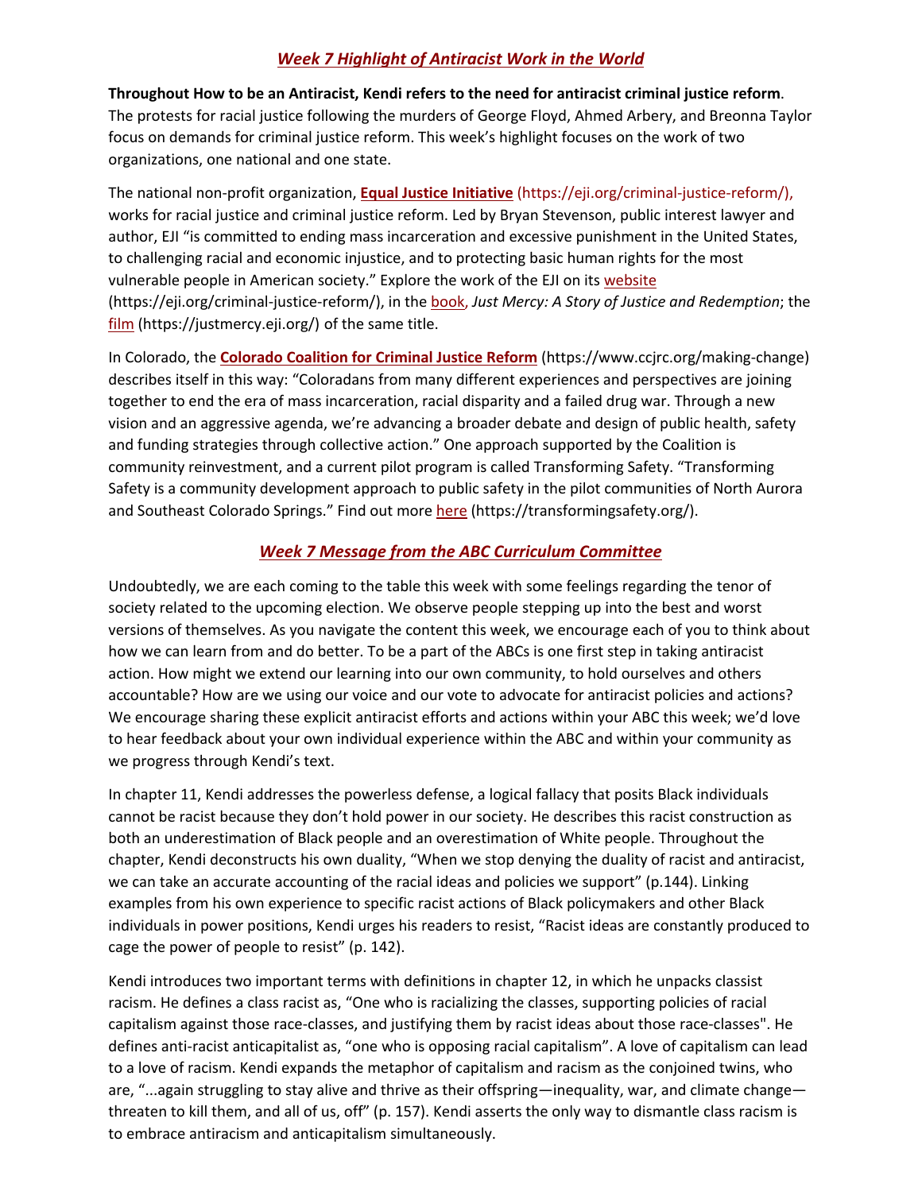## *Week 7 Highlight of Antiracist Work in the World*

**Throughout How to be an Antiracist, Kendi refers to the need for antiracist criminal justice reform**. The protests for racial justice following the murders of George Floyd, Ahmed Arbery, and Breonna Taylor focus on demands for criminal justice reform. This week's highlight focuses on the work of two organizations, one national and one state.

The national non-profit organization, **Equal Justice Initiative** (https://eji.org/criminal-justice-reform/), works for racial justice and criminal justice reform. Led by Bryan Stevenson, public interest lawyer and author, EJI "is committed to ending mass incarceration and excessive punishment in the United States, to challenging racial and economic injustice, and to protecting basic human rights for the most vulnerable people in American society." Explore the work of the EJI on its website (https://eji.org/criminal-justice-reform/), in the book, *Just Mercy: A Story of Justice and Redemption*; the film (https://justmercy.eji.org/) of the same title.

In Colorado, the **Colorado Coalition for Criminal Justice Reform** (https://www.ccjrc.org/making-change) describes itself in this way: "Coloradans from many different experiences and perspectives are joining together to end the era of mass incarceration, racial disparity and a failed drug war. Through a new vision and an aggressive agenda, we're advancing a broader debate and design of public health, safety and funding strategies through collective action." One approach supported by the Coalition is community reinvestment, and a current pilot program is called Transforming Safety. "Transforming Safety is a community development approach to public safety in the pilot communities of North Aurora and Southeast Colorado Springs." Find out more here (https://transformingsafety.org/).

## *Week 7 Message from the ABC Curriculum Committee*

Undoubtedly, we are each coming to the table this week with some feelings regarding the tenor of society related to the upcoming election. We observe people stepping up into the best and worst versions of themselves. As you navigate the content this week, we encourage each of you to think about how we can learn from and do better. To be a part of the ABCs is one first step in taking antiracist action. How might we extend our learning into our own community, to hold ourselves and others accountable? How are we using our voice and our vote to advocate for antiracist policies and actions? We encourage sharing these explicit antiracist efforts and actions within your ABC this week; we'd love to hear feedback about your own individual experience within the ABC and within your community as we progress through Kendi's text.

In chapter 11, Kendi addresses the powerless defense, a logical fallacy that posits Black individuals cannot be racist because they don't hold power in our society. He describes this racist construction as both an underestimation of Black people and an overestimation of White people. Throughout the chapter, Kendi deconstructs his own duality, "When we stop denying the duality of racist and antiracist, we can take an accurate accounting of the racial ideas and policies we support" (p.144). Linking examples from his own experience to specific racist actions of Black policymakers and other Black individuals in power positions, Kendi urges his readers to resist, "Racist ideas are constantly produced to cage the power of people to resist" (p. 142).

Kendi introduces two important terms with definitions in chapter 12, in which he unpacks classist racism. He defines a class racist as, "One who is racializing the classes, supporting policies of racial capitalism against those race-classes, and justifying them by racist ideas about those race-classes". He defines anti-racist anticapitalist as, "one who is opposing racial capitalism". A love of capitalism can lead to a love of racism. Kendi expands the metaphor of capitalism and racism as the conjoined twins, who are, "...again struggling to stay alive and thrive as their offspring—inequality, war, and climate change—threaten to kill them, and all of us, off" (p. 157). Kendi asserts the only way to dismantle class racism is to embrace antiracism and anticapitalism simultaneously.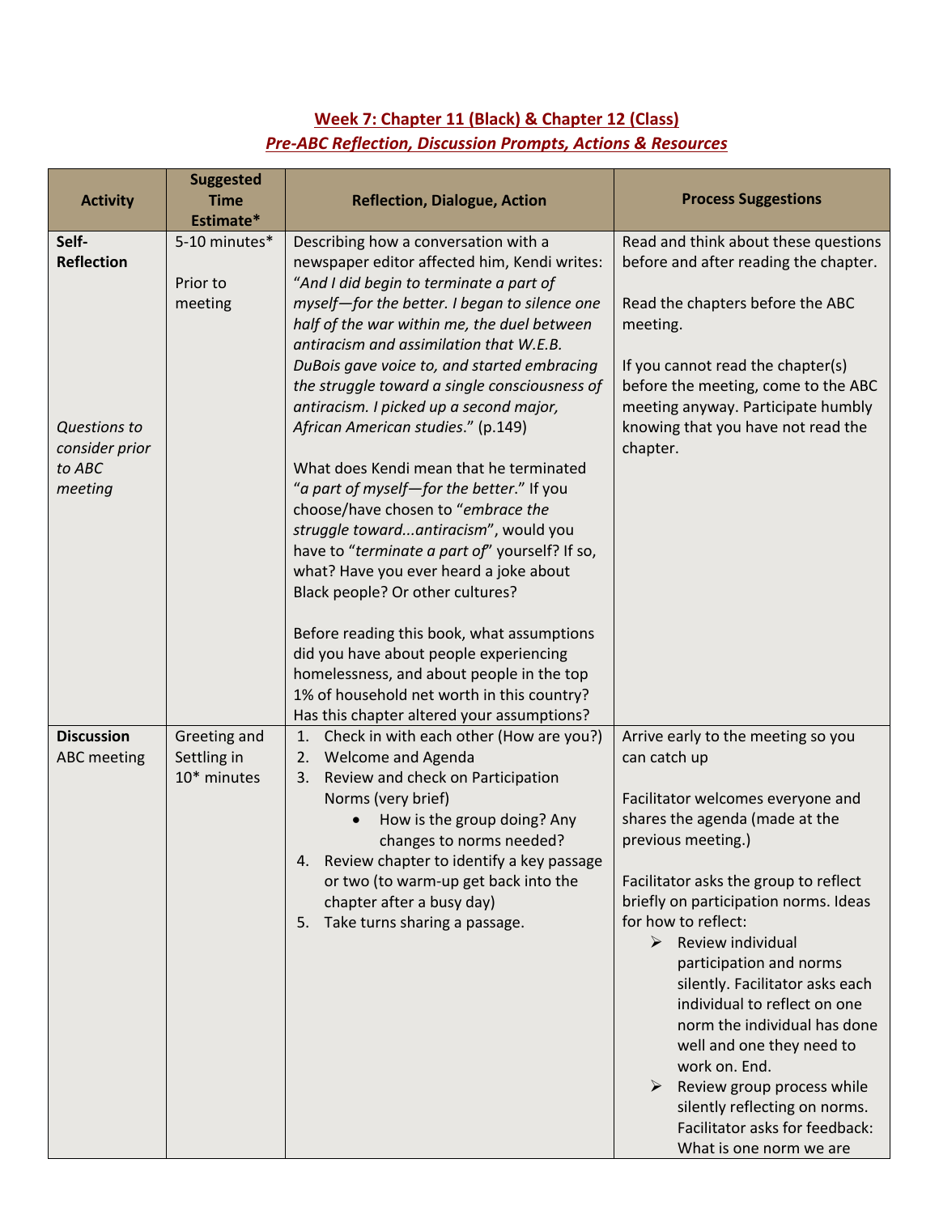# Week 7: Chapter 11 (Black) & Chapter 12 (Class)

## *Pre-ABC Reflection, Discussion Prompts, Actions & Resources*

| Activity | Suggested Time Estimate* | Reflection, Dialogue, Action | Process Suggestions |
|---|---|---|---|
| **Self-Reflection**<br><br>*Questions to consider prior to ABC meeting* | 5-10 minutes*<br><br>Prior to meeting | Describing how a conversation with a newspaper editor affected him, Kendi writes: "*And I did begin to terminate a part of myself—for the better. I began to silence one half of the war within me, the duel between antiracism and assimilation that W.E.B. DuBois gave voice to, and started embracing the struggle toward a single consciousness of antiracism. I picked up a second major, African American studies*." (p.149)<br><br>What does Kendi mean that he terminated "*a part of myself—for the better*." If you choose/have chosen to "*embrace the struggle toward...antiracism*", would you have to "*terminate a part of*" yourself? If so, what? Have you ever heard a joke about Black people? Or other cultures?<br><br>Before reading this book, what assumptions did you have about people experiencing homelessness, and about people in the top 1% of household net worth in this country? Has this chapter altered your assumptions? | Read and think about these questions before and after reading the chapter.<br><br>Read the chapters before the ABC meeting.<br><br>If you cannot read the chapter(s) before the meeting, come to the ABC meeting anyway. Participate humbly knowing that you have not read the chapter. |
| **Discussion** ABC meeting | Greeting and Settling in 10* minutes | 1. Check in with each other (How are you?)<br>2. Welcome and Agenda<br>3. Review and check on Participation Norms (very brief)<br>&nbsp;&nbsp;&nbsp;&nbsp;• How is the group doing? Any changes to norms needed?<br>4. Review chapter to identify a key passage or two (to warm-up get back into the chapter after a busy day)<br>5. Take turns sharing a passage. | Arrive early to the meeting so you can catch up<br><br>Facilitator welcomes everyone and shares the agenda (made at the previous meeting.)<br><br>Facilitator asks the group to reflect briefly on participation norms. Ideas for how to reflect:<br>➢ Review individual participation and norms silently. Facilitator asks each individual to reflect on one norm the individual has done well and one they need to work on. End.<br>➢ Review group process while silently reflecting on norms. Facilitator asks for feedback: What is one norm we are |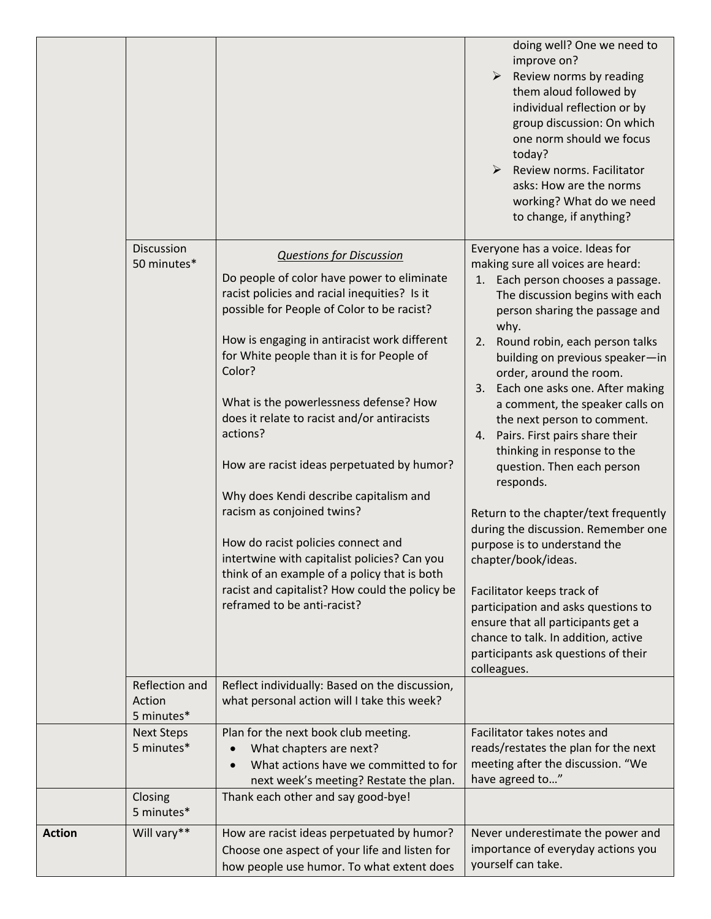| | | | |
|---|---|---|---|
| | | | doing well? One we need to improve on?<br>➢ Review norms by reading them aloud followed by individual reflection or by group discussion: On which one norm should we focus today?<br>➢ Review norms. Facilitator asks: How are the norms working? What do we need to change, if anything? |
| | Discussion<br>50 minutes* | *<u>Questions for Discussion</u>*<br>Do people of color have power to eliminate racist policies and racial inequities? Is it possible for People of Color to be racist?<br><br>How is engaging in antiracist work different for White people than it is for People of Color?<br><br>What is the powerlessness defense? How does it relate to racist and/or antiracists actions?<br><br>How are racist ideas perpetuated by humor?<br><br>Why does Kendi describe capitalism and racism as conjoined twins?<br><br>How do racist policies connect and intertwine with capitalist policies? Can you think of an example of a policy that is both racist and capitalist? How could the policy be reframed to be anti-racist? | Everyone has a voice. Ideas for making sure all voices are heard:<br>1. Each person chooses a passage. The discussion begins with each person sharing the passage and why.<br>2. Round robin, each person talks building on previous speaker—in order, around the room.<br>3. Each one asks one. After making a comment, the speaker calls on the next person to comment.<br>4. Pairs. First pairs share their thinking in response to the question. Then each person responds.<br><br>Return to the chapter/text frequently during the discussion. Remember one purpose is to understand the chapter/book/ideas.<br><br>Facilitator keeps track of participation and asks questions to ensure that all participants get a chance to talk. In addition, active participants ask questions of their colleagues. |
| | Reflection and Action<br>5 minutes* | Reflect individually: Based on the discussion, what personal action will I take this week? | |
| | Next Steps<br>5 minutes* | Plan for the next book club meeting.<br>• What chapters are next?<br>• What actions have we committed to for next week's meeting? Restate the plan. | Facilitator takes notes and reads/restates the plan for the next meeting after the discussion. "We have agreed to…" |
| | Closing<br>5 minutes* | Thank each other and say good-bye! | |
| **Action** | Will vary** | How are racist ideas perpetuated by humor? Choose one aspect of your life and listen for how people use humor. To what extent does | Never underestimate the power and importance of everyday actions you yourself can take. |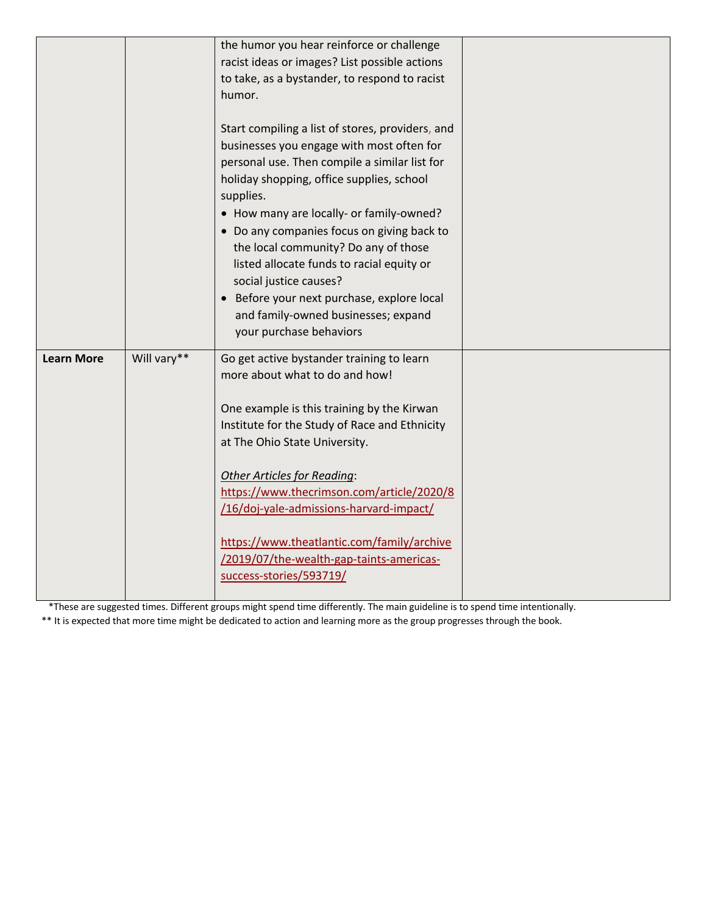| | | | |
|---|---|---|---|
| | | the humor you hear reinforce or challenge racist ideas or images? List possible actions to take, as a bystander, to respond to racist humor.<br><br>Start compiling a list of stores, providers, and businesses you engage with most often for personal use. Then compile a similar list for holiday shopping, office supplies, school supplies.<br>• How many are locally- or family-owned?<br>• Do any companies focus on giving back to the local community? Do any of those listed allocate funds to racial equity or social justice causes?<br>• Before your next purchase, explore local and family-owned businesses; expand your purchase behaviors | |
| **Learn More** | Will vary** | Go get active bystander training to learn more about what to do and how!<br><br>One example is this training by the Kirwan Institute for the Study of Race and Ethnicity at The Ohio State University.<br><br>*Other Articles for Reading*:<br>https://www.thecrimson.com/article/2020/8/16/doj-yale-admissions-harvard-impact/<br><br>https://www.theatlantic.com/family/archive/2019/07/the-wealth-gap-taints-americas-success-stories/593719/ | |

*These are suggested times. Different groups might spend time differently. The main guideline is to spend time intentionally.

** It is expected that more time might be dedicated to action and learning more as the group progresses through the book.